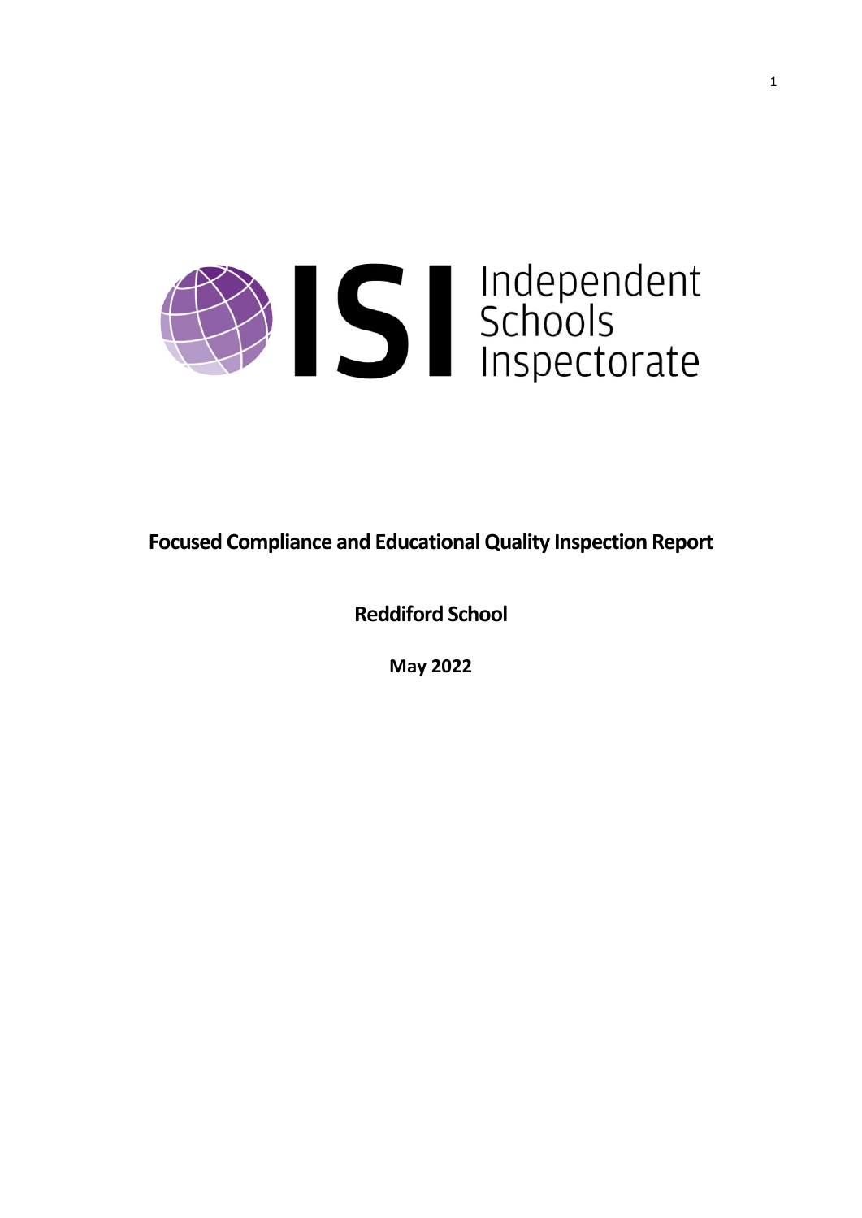Independent Schools Inspectorate

# Focused Compliance and Educational Quality Inspection Report

## Reddiford School

**May 2022**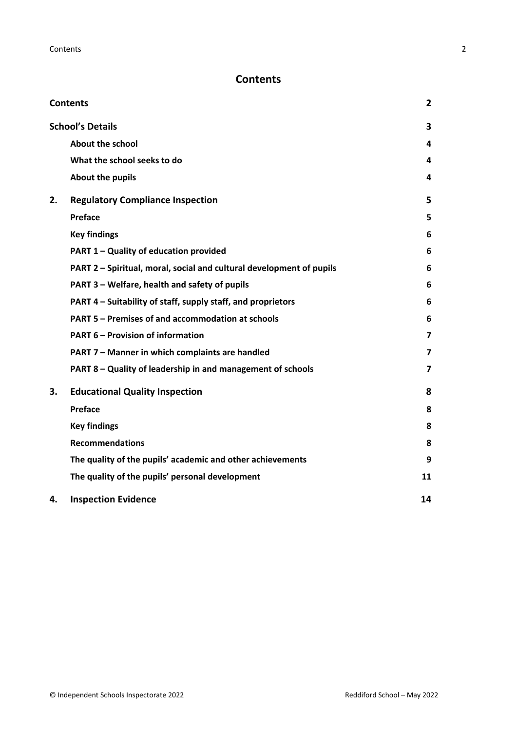# Contents

| | | |
|---|---|---|
| **Contents** | | **2** |
| **School's Details** | | **3** |
| | **About the school** | **4** |
| | **What the school seeks to do** | **4** |
| | **About the pupils** | **4** |
| **2.** | **Regulatory Compliance Inspection** | **5** |
| | **Preface** | **5** |
| | **Key findings** | **6** |
| | **PART 1 – Quality of education provided** | **6** |
| | **PART 2 – Spiritual, moral, social and cultural development of pupils** | **6** |
| | **PART 3 – Welfare, health and safety of pupils** | **6** |
| | **PART 4 – Suitability of staff, supply staff, and proprietors** | **6** |
| | **PART 5 – Premises of and accommodation at schools** | **6** |
| | **PART 6 – Provision of information** | **7** |
| | **PART 7 – Manner in which complaints are handled** | **7** |
| | **PART 8 – Quality of leadership in and management of schools** | **7** |
| **3.** | **Educational Quality Inspection** | **8** |
| | **Preface** | **8** |
| | **Key findings** | **8** |
| | **Recommendations** | **8** |
| | **The quality of the pupils' academic and other achievements** | **9** |
| | **The quality of the pupils' personal development** | **11** |
| **4.** | **Inspection Evidence** | **14** |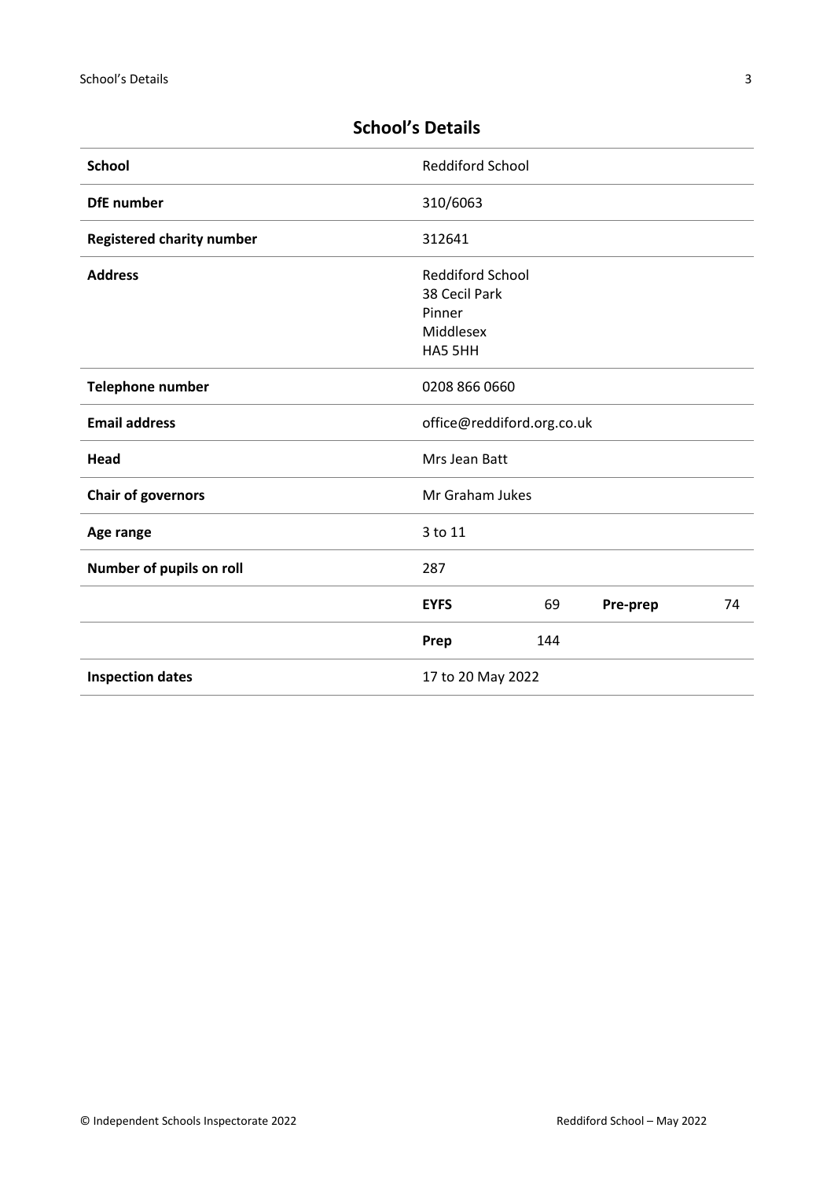## School's Details

| | | | | |
|---|---|---|---|---|
| **School** | Reddiford School | | | |
| **DfE number** | 310/6063 | | | |
| **Registered charity number** | 312641 | | | |
| **Address** | Reddiford School<br>38 Cecil Park<br>Pinner<br>Middlesex<br>HA5 5HH | | | |
| **Telephone number** | 0208 866 0660 | | | |
| **Email address** | office@reddiford.org.co.uk | | | |
| **Head** | Mrs Jean Batt | | | |
| **Chair of governors** | Mr Graham Jukes | | | |
| **Age range** | 3 to 11 | | | |
| **Number of pupils on roll** | 287 | | | |
| | **EYFS** | 69 | **Pre-prep** | 74 |
| | **Prep** | 144 | | |
| **Inspection dates** | 17 to 20 May 2022 | | | |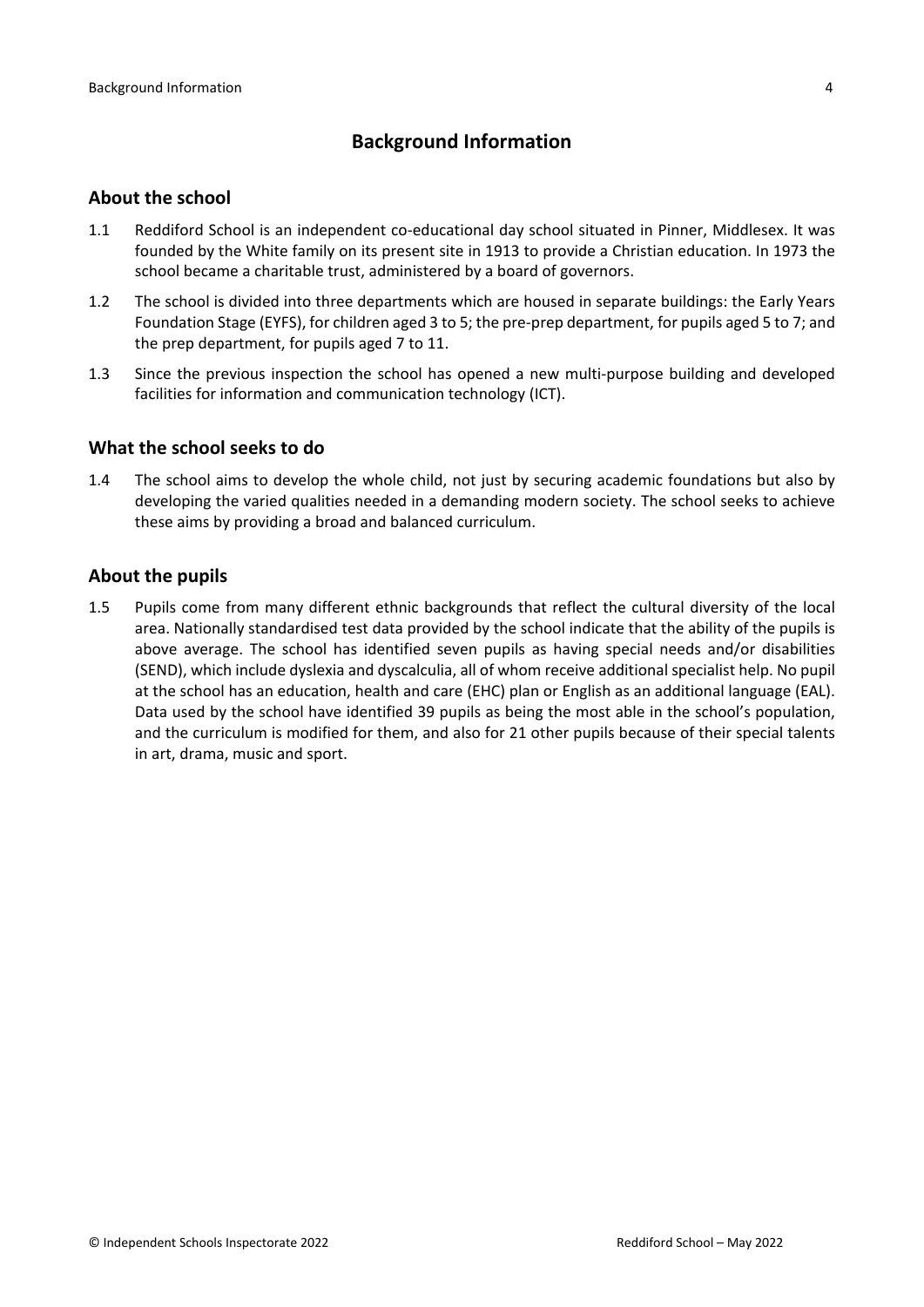# Background Information

## About the school

1.1 Reddiford School is an independent co-educational day school situated in Pinner, Middlesex. It was founded by the White family on its present site in 1913 to provide a Christian education. In 1973 the school became a charitable trust, administered by a board of governors.

1.2 The school is divided into three departments which are housed in separate buildings: the Early Years Foundation Stage (EYFS), for children aged 3 to 5; the pre-prep department, for pupils aged 5 to 7; and the prep department, for pupils aged 7 to 11.

1.3 Since the previous inspection the school has opened a new multi-purpose building and developed facilities for information and communication technology (ICT).

## What the school seeks to do

1.4 The school aims to develop the whole child, not just by securing academic foundations but also by developing the varied qualities needed in a demanding modern society. The school seeks to achieve these aims by providing a broad and balanced curriculum.

## About the pupils

1.5 Pupils come from many different ethnic backgrounds that reflect the cultural diversity of the local area. Nationally standardised test data provided by the school indicate that the ability of the pupils is above average. The school has identified seven pupils as having special needs and/or disabilities (SEND), which include dyslexia and dyscalculia, all of whom receive additional specialist help. No pupil at the school has an education, health and care (EHC) plan or English as an additional language (EAL). Data used by the school have identified 39 pupils as being the most able in the school's population, and the curriculum is modified for them, and also for 21 other pupils because of their special talents in art, drama, music and sport.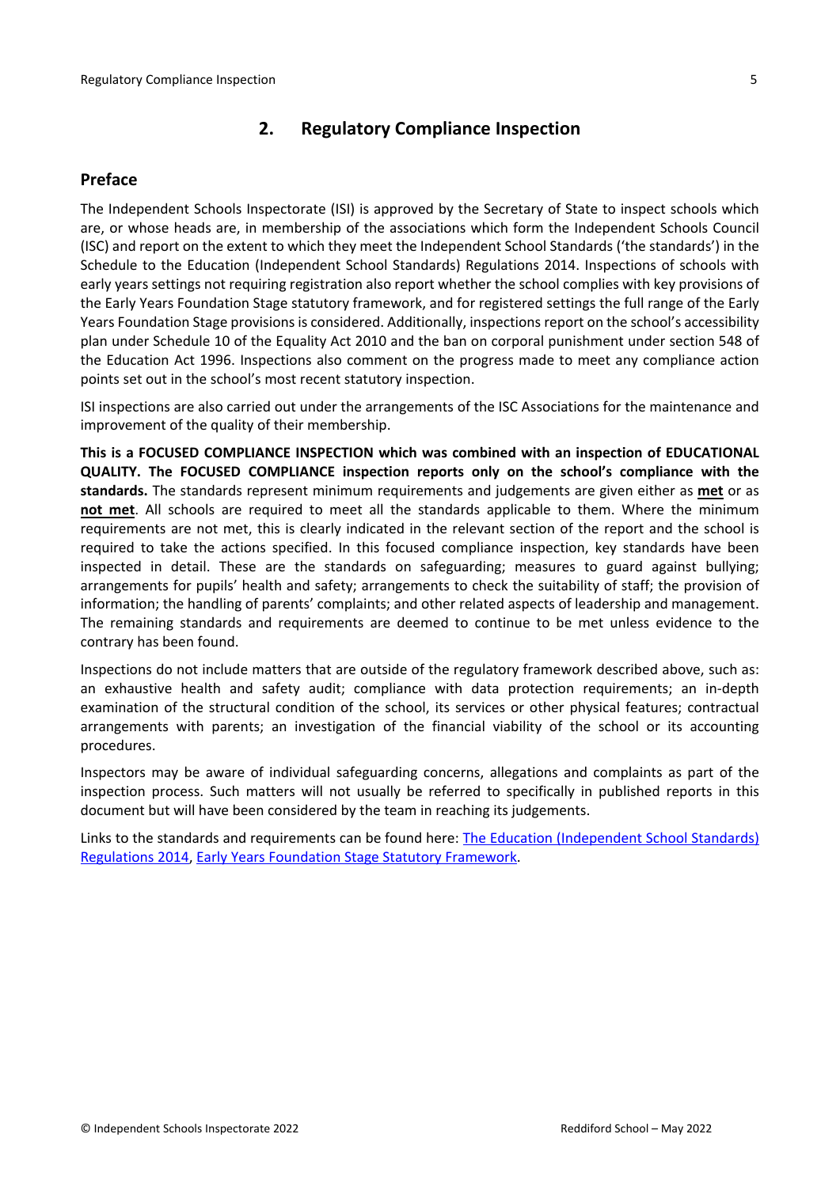## 2. Regulatory Compliance Inspection

### Preface

The Independent Schools Inspectorate (ISI) is approved by the Secretary of State to inspect schools which are, or whose heads are, in membership of the associations which form the Independent Schools Council (ISC) and report on the extent to which they meet the Independent School Standards ('the standards') in the Schedule to the Education (Independent School Standards) Regulations 2014. Inspections of schools with early years settings not requiring registration also report whether the school complies with key provisions of the Early Years Foundation Stage statutory framework, and for registered settings the full range of the Early Years Foundation Stage provisions is considered. Additionally, inspections report on the school's accessibility plan under Schedule 10 of the Equality Act 2010 and the ban on corporal punishment under section 548 of the Education Act 1996. Inspections also comment on the progress made to meet any compliance action points set out in the school's most recent statutory inspection.

ISI inspections are also carried out under the arrangements of the ISC Associations for the maintenance and improvement of the quality of their membership.

**This is a FOCUSED COMPLIANCE INSPECTION which was combined with an inspection of EDUCATIONAL QUALITY. The FOCUSED COMPLIANCE inspection reports only on the school's compliance with the standards.** The standards represent minimum requirements and judgements are given either as **met** or as **not met**. All schools are required to meet all the standards applicable to them. Where the minimum requirements are not met, this is clearly indicated in the relevant section of the report and the school is required to take the actions specified. In this focused compliance inspection, key standards have been inspected in detail. These are the standards on safeguarding; measures to guard against bullying; arrangements for pupils' health and safety; arrangements to check the suitability of staff; the provision of information; the handling of parents' complaints; and other related aspects of leadership and management. The remaining standards and requirements are deemed to continue to be met unless evidence to the contrary has been found.

Inspections do not include matters that are outside of the regulatory framework described above, such as: an exhaustive health and safety audit; compliance with data protection requirements; an in-depth examination of the structural condition of the school, its services or other physical features; contractual arrangements with parents; an investigation of the financial viability of the school or its accounting procedures.

Inspectors may be aware of individual safeguarding concerns, allegations and complaints as part of the inspection process. Such matters will not usually be referred to specifically in published reports in this document but will have been considered by the team in reaching its judgements.

Links to the standards and requirements can be found here: The Education (Independent School Standards) Regulations 2014, Early Years Foundation Stage Statutory Framework.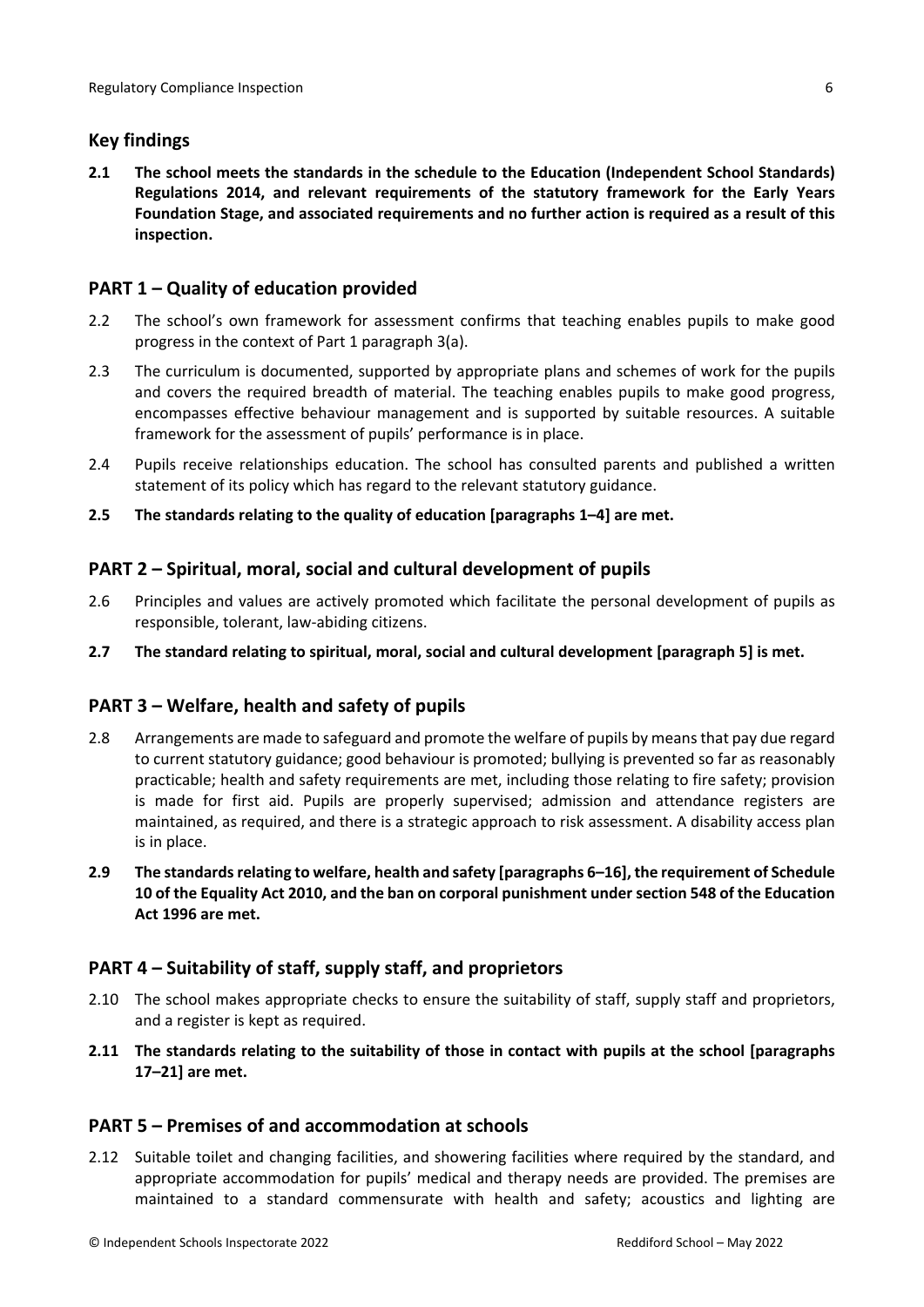## Key findings

**2.1 The school meets the standards in the schedule to the Education (Independent School Standards) Regulations 2014, and relevant requirements of the statutory framework for the Early Years Foundation Stage, and associated requirements and no further action is required as a result of this inspection.**

## PART 1 – Quality of education provided

2.2 The school's own framework for assessment confirms that teaching enables pupils to make good progress in the context of Part 1 paragraph 3(a).

2.3 The curriculum is documented, supported by appropriate plans and schemes of work for the pupils and covers the required breadth of material. The teaching enables pupils to make good progress, encompasses effective behaviour management and is supported by suitable resources. A suitable framework for the assessment of pupils' performance is in place.

2.4 Pupils receive relationships education. The school has consulted parents and published a written statement of its policy which has regard to the relevant statutory guidance.

**2.5 The standards relating to the quality of education [paragraphs 1–4] are met.**

## PART 2 – Spiritual, moral, social and cultural development of pupils

2.6 Principles and values are actively promoted which facilitate the personal development of pupils as responsible, tolerant, law-abiding citizens.

**2.7 The standard relating to spiritual, moral, social and cultural development [paragraph 5] is met.**

## PART 3 – Welfare, health and safety of pupils

2.8 Arrangements are made to safeguard and promote the welfare of pupils by means that pay due regard to current statutory guidance; good behaviour is promoted; bullying is prevented so far as reasonably practicable; health and safety requirements are met, including those relating to fire safety; provision is made for first aid. Pupils are properly supervised; admission and attendance registers are maintained, as required, and there is a strategic approach to risk assessment. A disability access plan is in place.

**2.9 The standards relating to welfare, health and safety [paragraphs 6–16], the requirement of Schedule 10 of the Equality Act 2010, and the ban on corporal punishment under section 548 of the Education Act 1996 are met.**

## PART 4 – Suitability of staff, supply staff, and proprietors

2.10 The school makes appropriate checks to ensure the suitability of staff, supply staff and proprietors, and a register is kept as required.

**2.11 The standards relating to the suitability of those in contact with pupils at the school [paragraphs 17–21] are met.**

## PART 5 – Premises of and accommodation at schools

2.12 Suitable toilet and changing facilities, and showering facilities where required by the standard, and appropriate accommodation for pupils' medical and therapy needs are provided. The premises are maintained to a standard commensurate with health and safety; acoustics and lighting are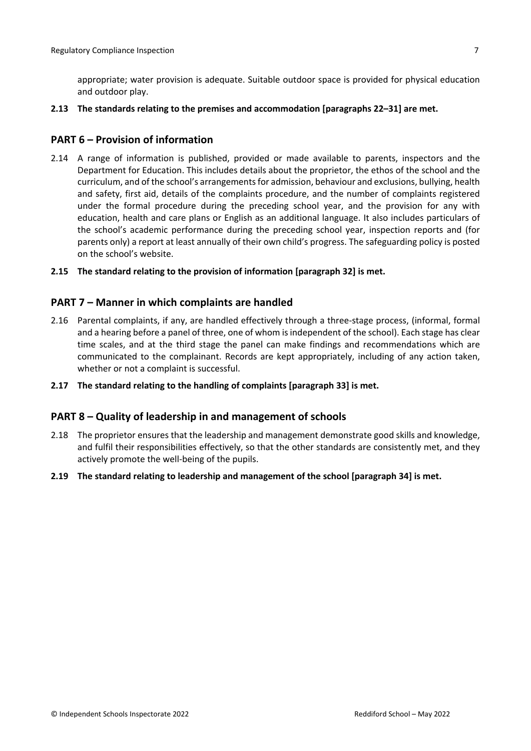appropriate; water provision is adequate. Suitable outdoor space is provided for physical education and outdoor play.

**2.13 The standards relating to the premises and accommodation [paragraphs 22–31] are met.**

## PART 6 – Provision of information

2.14 A range of information is published, provided or made available to parents, inspectors and the Department for Education. This includes details about the proprietor, the ethos of the school and the curriculum, and of the school's arrangements for admission, behaviour and exclusions, bullying, health and safety, first aid, details of the complaints procedure, and the number of complaints registered under the formal procedure during the preceding school year, and the provision for any with education, health and care plans or English as an additional language. It also includes particulars of the school's academic performance during the preceding school year, inspection reports and (for parents only) a report at least annually of their own child's progress. The safeguarding policy is posted on the school's website.

**2.15 The standard relating to the provision of information [paragraph 32] is met.**

## PART 7 – Manner in which complaints are handled

2.16 Parental complaints, if any, are handled effectively through a three-stage process, (informal, formal and a hearing before a panel of three, one of whom is independent of the school). Each stage has clear time scales, and at the third stage the panel can make findings and recommendations which are communicated to the complainant. Records are kept appropriately, including of any action taken, whether or not a complaint is successful.

**2.17 The standard relating to the handling of complaints [paragraph 33] is met.**

## PART 8 – Quality of leadership in and management of schools

2.18 The proprietor ensures that the leadership and management demonstrate good skills and knowledge, and fulfil their responsibilities effectively, so that the other standards are consistently met, and they actively promote the well-being of the pupils.

**2.19 The standard relating to leadership and management of the school [paragraph 34] is met.**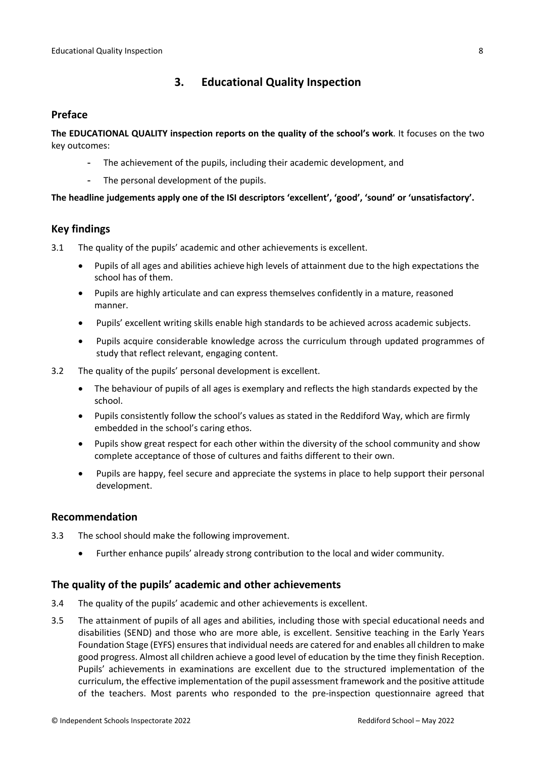## 3. Educational Quality Inspection

### Preface

**The EDUCATIONAL QUALITY inspection reports on the quality of the school's work**. It focuses on the two key outcomes:

- The achievement of the pupils, including their academic development, and
- The personal development of the pupils.

**The headline judgements apply one of the ISI descriptors 'excellent', 'good', 'sound' or 'unsatisfactory'.**

### Key findings

3.1 The quality of the pupils' academic and other achievements is excellent.

- Pupils of all ages and abilities achieve high levels of attainment due to the high expectations the school has of them.
- Pupils are highly articulate and can express themselves confidently in a mature, reasoned manner.
- Pupils' excellent writing skills enable high standards to be achieved across academic subjects.
- Pupils acquire considerable knowledge across the curriculum through updated programmes of study that reflect relevant, engaging content.

3.2 The quality of the pupils' personal development is excellent.

- The behaviour of pupils of all ages is exemplary and reflects the high standards expected by the school.
- Pupils consistently follow the school's values as stated in the Reddiford Way, which are firmly embedded in the school's caring ethos.
- Pupils show great respect for each other within the diversity of the school community and show complete acceptance of those of cultures and faiths different to their own.
- Pupils are happy, feel secure and appreciate the systems in place to help support their personal development.

### Recommendation

3.3 The school should make the following improvement.

- Further enhance pupils' already strong contribution to the local and wider community.

### The quality of the pupils' academic and other achievements

3.4 The quality of the pupils' academic and other achievements is excellent.

3.5 The attainment of pupils of all ages and abilities, including those with special educational needs and disabilities (SEND) and those who are more able, is excellent. Sensitive teaching in the Early Years Foundation Stage (EYFS) ensures that individual needs are catered for and enables all children to make good progress. Almost all children achieve a good level of education by the time they finish Reception. Pupils' achievements in examinations are excellent due to the structured implementation of the curriculum, the effective implementation of the pupil assessment framework and the positive attitude of the teachers. Most parents who responded to the pre-inspection questionnaire agreed that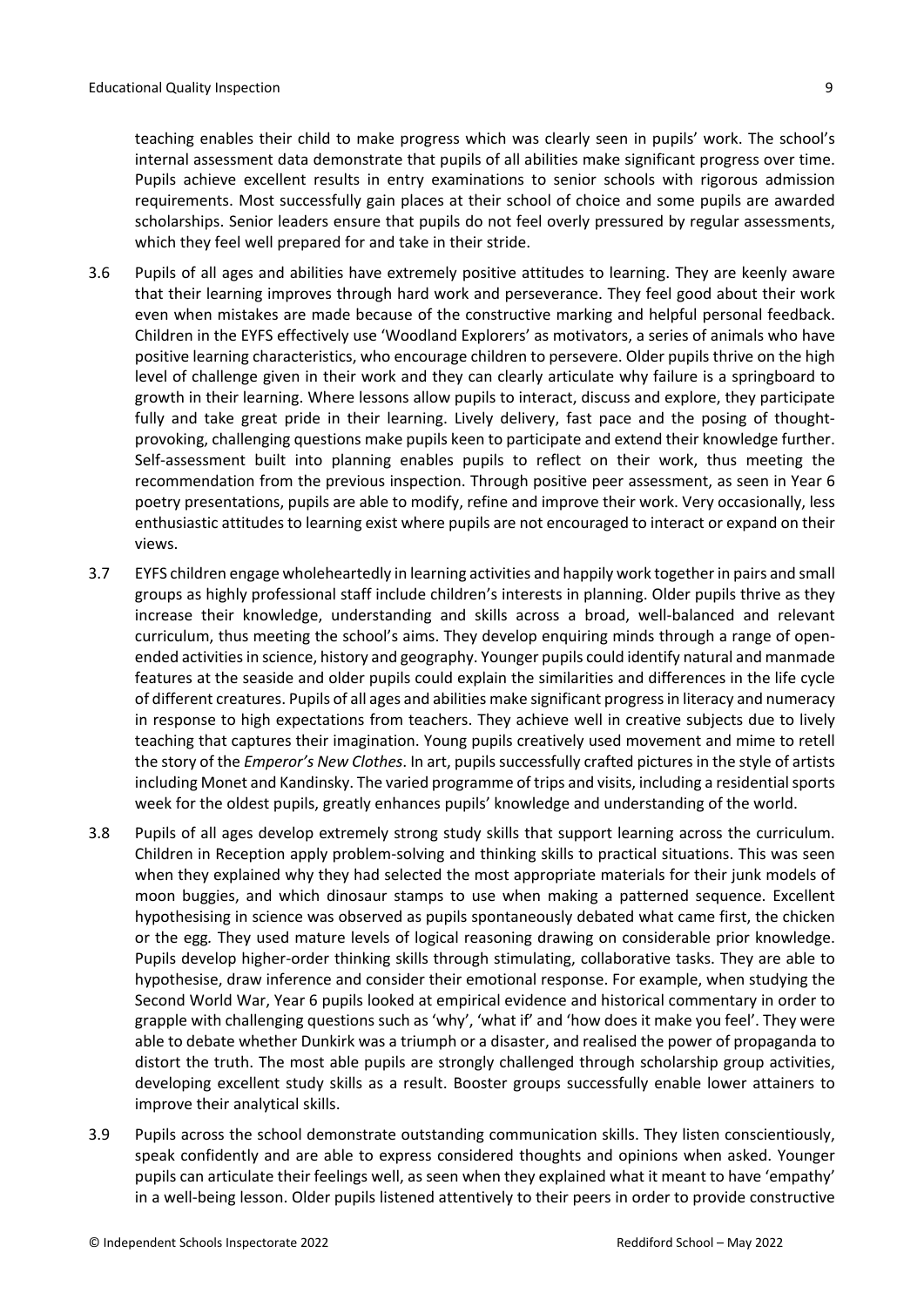teaching enables their child to make progress which was clearly seen in pupils' work. The school's internal assessment data demonstrate that pupils of all abilities make significant progress over time. Pupils achieve excellent results in entry examinations to senior schools with rigorous admission requirements. Most successfully gain places at their school of choice and some pupils are awarded scholarships. Senior leaders ensure that pupils do not feel overly pressured by regular assessments, which they feel well prepared for and take in their stride.

3.6 Pupils of all ages and abilities have extremely positive attitudes to learning. They are keenly aware that their learning improves through hard work and perseverance. They feel good about their work even when mistakes are made because of the constructive marking and helpful personal feedback. Children in the EYFS effectively use 'Woodland Explorers' as motivators, a series of animals who have positive learning characteristics, who encourage children to persevere. Older pupils thrive on the high level of challenge given in their work and they can clearly articulate why failure is a springboard to growth in their learning. Where lessons allow pupils to interact, discuss and explore, they participate fully and take great pride in their learning. Lively delivery, fast pace and the posing of thought-provoking, challenging questions make pupils keen to participate and extend their knowledge further. Self-assessment built into planning enables pupils to reflect on their work, thus meeting the recommendation from the previous inspection. Through positive peer assessment, as seen in Year 6 poetry presentations, pupils are able to modify, refine and improve their work. Very occasionally, less enthusiastic attitudes to learning exist where pupils are not encouraged to interact or expand on their views.

3.7 EYFS children engage wholeheartedly in learning activities and happily work together in pairs and small groups as highly professional staff include children's interests in planning. Older pupils thrive as they increase their knowledge, understanding and skills across a broad, well-balanced and relevant curriculum, thus meeting the school's aims. They develop enquiring minds through a range of open-ended activities in science, history and geography. Younger pupils could identify natural and manmade features at the seaside and older pupils could explain the similarities and differences in the life cycle of different creatures. Pupils of all ages and abilities make significant progress in literacy and numeracy in response to high expectations from teachers. They achieve well in creative subjects due to lively teaching that captures their imagination. Young pupils creatively used movement and mime to retell the story of the *Emperor's New Clothes*. In art, pupils successfully crafted pictures in the style of artists including Monet and Kandinsky. The varied programme of trips and visits, including a residential sports week for the oldest pupils, greatly enhances pupils' knowledge and understanding of the world.

3.8 Pupils of all ages develop extremely strong study skills that support learning across the curriculum. Children in Reception apply problem-solving and thinking skills to practical situations. This was seen when they explained why they had selected the most appropriate materials for their junk models of moon buggies, and which dinosaur stamps to use when making a patterned sequence. Excellent hypothesising in science was observed as pupils spontaneously debated what came first, the chicken or the egg. They used mature levels of logical reasoning drawing on considerable prior knowledge. Pupils develop higher-order thinking skills through stimulating, collaborative tasks. They are able to hypothesise, draw inference and consider their emotional response. For example, when studying the Second World War, Year 6 pupils looked at empirical evidence and historical commentary in order to grapple with challenging questions such as 'why', 'what if' and 'how does it make you feel'. They were able to debate whether Dunkirk was a triumph or a disaster, and realised the power of propaganda to distort the truth. The most able pupils are strongly challenged through scholarship group activities, developing excellent study skills as a result. Booster groups successfully enable lower attainers to improve their analytical skills.

3.9 Pupils across the school demonstrate outstanding communication skills. They listen conscientiously, speak confidently and are able to express considered thoughts and opinions when asked. Younger pupils can articulate their feelings well, as seen when they explained what it meant to have 'empathy' in a well-being lesson. Older pupils listened attentively to their peers in order to provide constructive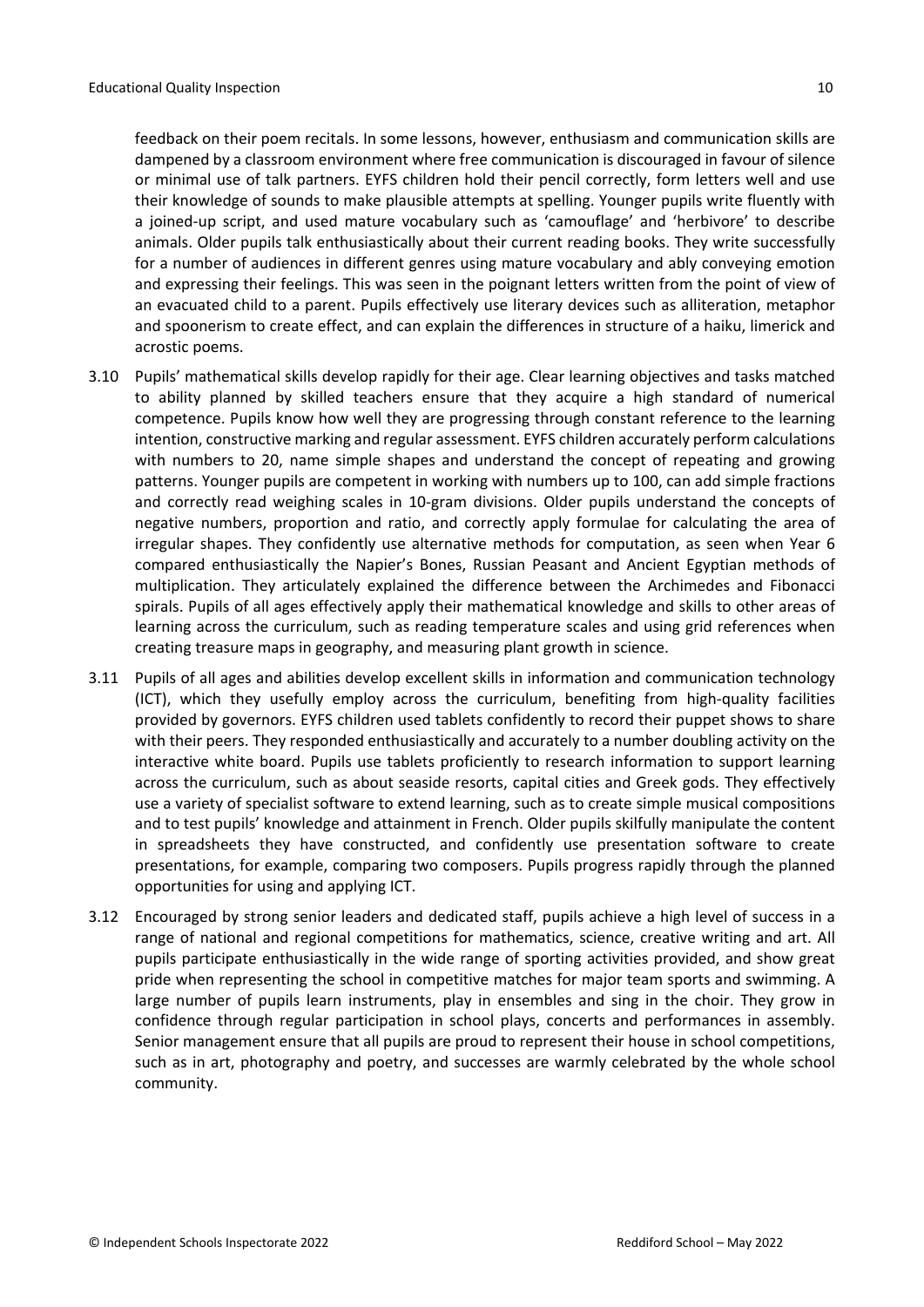feedback on their poem recitals. In some lessons, however, enthusiasm and communication skills are dampened by a classroom environment where free communication is discouraged in favour of silence or minimal use of talk partners. EYFS children hold their pencil correctly, form letters well and use their knowledge of sounds to make plausible attempts at spelling. Younger pupils write fluently with a joined-up script, and used mature vocabulary such as 'camouflage' and 'herbivore' to describe animals. Older pupils talk enthusiastically about their current reading books. They write successfully for a number of audiences in different genres using mature vocabulary and ably conveying emotion and expressing their feelings. This was seen in the poignant letters written from the point of view of an evacuated child to a parent. Pupils effectively use literary devices such as alliteration, metaphor and spoonerism to create effect, and can explain the differences in structure of a haiku, limerick and acrostic poems.

3.10 Pupils' mathematical skills develop rapidly for their age. Clear learning objectives and tasks matched to ability planned by skilled teachers ensure that they acquire a high standard of numerical competence. Pupils know how well they are progressing through constant reference to the learning intention, constructive marking and regular assessment. EYFS children accurately perform calculations with numbers to 20, name simple shapes and understand the concept of repeating and growing patterns. Younger pupils are competent in working with numbers up to 100, can add simple fractions and correctly read weighing scales in 10-gram divisions. Older pupils understand the concepts of negative numbers, proportion and ratio, and correctly apply formulae for calculating the area of irregular shapes. They confidently use alternative methods for computation, as seen when Year 6 compared enthusiastically the Napier's Bones, Russian Peasant and Ancient Egyptian methods of multiplication. They articulately explained the difference between the Archimedes and Fibonacci spirals. Pupils of all ages effectively apply their mathematical knowledge and skills to other areas of learning across the curriculum, such as reading temperature scales and using grid references when creating treasure maps in geography, and measuring plant growth in science.

3.11 Pupils of all ages and abilities develop excellent skills in information and communication technology (ICT), which they usefully employ across the curriculum, benefiting from high-quality facilities provided by governors. EYFS children used tablets confidently to record their puppet shows to share with their peers. They responded enthusiastically and accurately to a number doubling activity on the interactive white board. Pupils use tablets proficiently to research information to support learning across the curriculum, such as about seaside resorts, capital cities and Greek gods. They effectively use a variety of specialist software to extend learning, such as to create simple musical compositions and to test pupils' knowledge and attainment in French. Older pupils skilfully manipulate the content in spreadsheets they have constructed, and confidently use presentation software to create presentations, for example, comparing two composers. Pupils progress rapidly through the planned opportunities for using and applying ICT.

3.12 Encouraged by strong senior leaders and dedicated staff, pupils achieve a high level of success in a range of national and regional competitions for mathematics, science, creative writing and art. All pupils participate enthusiastically in the wide range of sporting activities provided, and show great pride when representing the school in competitive matches for major team sports and swimming. A large number of pupils learn instruments, play in ensembles and sing in the choir. They grow in confidence through regular participation in school plays, concerts and performances in assembly. Senior management ensure that all pupils are proud to represent their house in school competitions, such as in art, photography and poetry, and successes are warmly celebrated by the whole school community.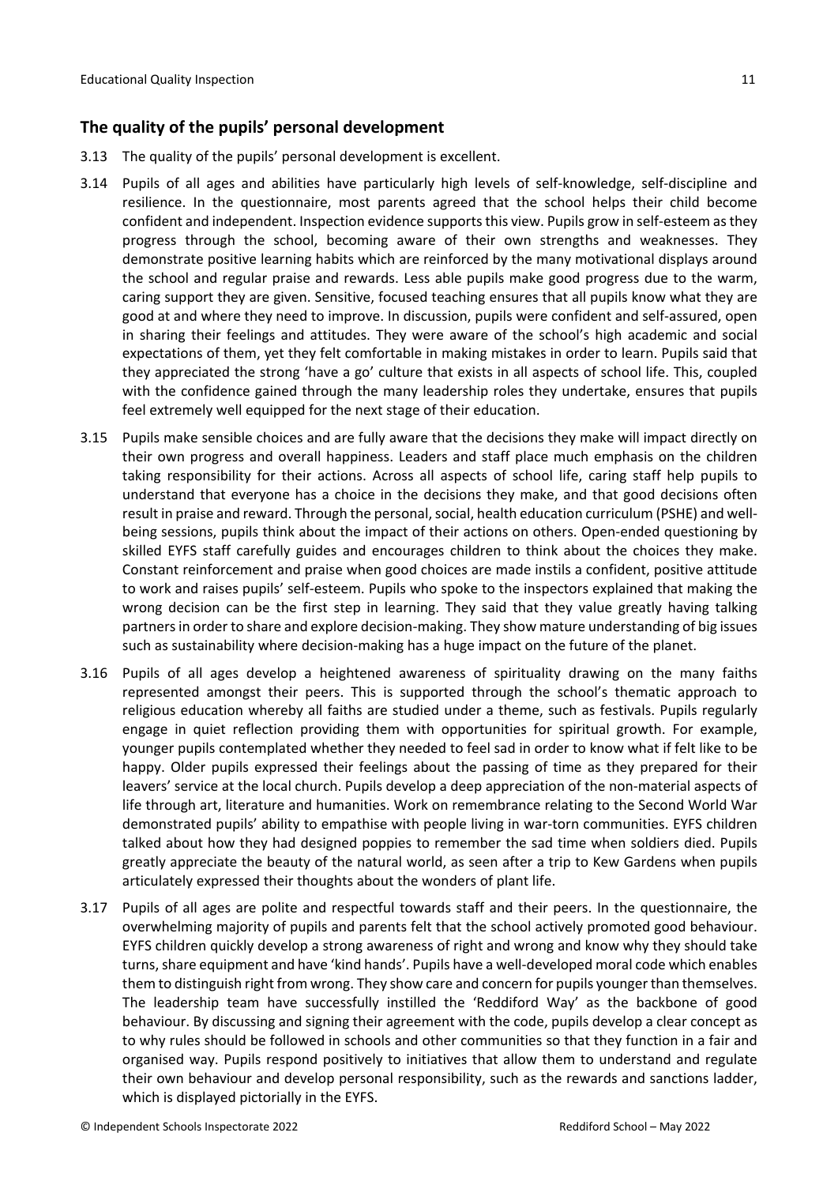## The quality of the pupils' personal development

3.13 The quality of the pupils' personal development is excellent.

3.14 Pupils of all ages and abilities have particularly high levels of self-knowledge, self-discipline and resilience. In the questionnaire, most parents agreed that the school helps their child become confident and independent. Inspection evidence supports this view. Pupils grow in self-esteem as they progress through the school, becoming aware of their own strengths and weaknesses. They demonstrate positive learning habits which are reinforced by the many motivational displays around the school and regular praise and rewards. Less able pupils make good progress due to the warm, caring support they are given. Sensitive, focused teaching ensures that all pupils know what they are good at and where they need to improve. In discussion, pupils were confident and self-assured, open in sharing their feelings and attitudes. They were aware of the school's high academic and social expectations of them, yet they felt comfortable in making mistakes in order to learn. Pupils said that they appreciated the strong 'have a go' culture that exists in all aspects of school life. This, coupled with the confidence gained through the many leadership roles they undertake, ensures that pupils feel extremely well equipped for the next stage of their education.

3.15 Pupils make sensible choices and are fully aware that the decisions they make will impact directly on their own progress and overall happiness. Leaders and staff place much emphasis on the children taking responsibility for their actions. Across all aspects of school life, caring staff help pupils to understand that everyone has a choice in the decisions they make, and that good decisions often result in praise and reward. Through the personal, social, health education curriculum (PSHE) and well-being sessions, pupils think about the impact of their actions on others. Open-ended questioning by skilled EYFS staff carefully guides and encourages children to think about the choices they make. Constant reinforcement and praise when good choices are made instils a confident, positive attitude to work and raises pupils' self-esteem. Pupils who spoke to the inspectors explained that making the wrong decision can be the first step in learning. They said that they value greatly having talking partners in order to share and explore decision-making. They show mature understanding of big issues such as sustainability where decision-making has a huge impact on the future of the planet.

3.16 Pupils of all ages develop a heightened awareness of spirituality drawing on the many faiths represented amongst their peers. This is supported through the school's thematic approach to religious education whereby all faiths are studied under a theme, such as festivals. Pupils regularly engage in quiet reflection providing them with opportunities for spiritual growth. For example, younger pupils contemplated whether they needed to feel sad in order to know what if felt like to be happy. Older pupils expressed their feelings about the passing of time as they prepared for their leavers' service at the local church. Pupils develop a deep appreciation of the non-material aspects of life through art, literature and humanities. Work on remembrance relating to the Second World War demonstrated pupils' ability to empathise with people living in war-torn communities. EYFS children talked about how they had designed poppies to remember the sad time when soldiers died. Pupils greatly appreciate the beauty of the natural world, as seen after a trip to Kew Gardens when pupils articulately expressed their thoughts about the wonders of plant life.

3.17 Pupils of all ages are polite and respectful towards staff and their peers. In the questionnaire, the overwhelming majority of pupils and parents felt that the school actively promoted good behaviour. EYFS children quickly develop a strong awareness of right and wrong and know why they should take turns, share equipment and have 'kind hands'. Pupils have a well-developed moral code which enables them to distinguish right from wrong. They show care and concern for pupils younger than themselves. The leadership team have successfully instilled the 'Reddiford Way' as the backbone of good behaviour. By discussing and signing their agreement with the code, pupils develop a clear concept as to why rules should be followed in schools and other communities so that they function in a fair and organised way. Pupils respond positively to initiatives that allow them to understand and regulate their own behaviour and develop personal responsibility, such as the rewards and sanctions ladder, which is displayed pictorially in the EYFS.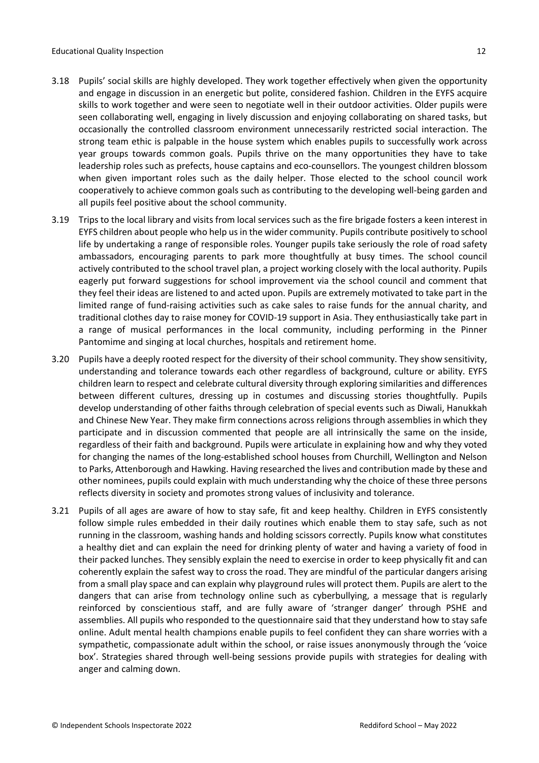3.18 Pupils' social skills are highly developed. They work together effectively when given the opportunity and engage in discussion in an energetic but polite, considered fashion. Children in the EYFS acquire skills to work together and were seen to negotiate well in their outdoor activities. Older pupils were seen collaborating well, engaging in lively discussion and enjoying collaborating on shared tasks, but occasionally the controlled classroom environment unnecessarily restricted social interaction. The strong team ethic is palpable in the house system which enables pupils to successfully work across year groups towards common goals. Pupils thrive on the many opportunities they have to take leadership roles such as prefects, house captains and eco-counsellors. The youngest children blossom when given important roles such as the daily helper. Those elected to the school council work cooperatively to achieve common goals such as contributing to the developing well-being garden and all pupils feel positive about the school community.

3.19 Trips to the local library and visits from local services such as the fire brigade fosters a keen interest in EYFS children about people who help us in the wider community. Pupils contribute positively to school life by undertaking a range of responsible roles. Younger pupils take seriously the role of road safety ambassadors, encouraging parents to park more thoughtfully at busy times. The school council actively contributed to the school travel plan, a project working closely with the local authority. Pupils eagerly put forward suggestions for school improvement via the school council and comment that they feel their ideas are listened to and acted upon. Pupils are extremely motivated to take part in the limited range of fund-raising activities such as cake sales to raise funds for the annual charity, and traditional clothes day to raise money for COVID-19 support in Asia. They enthusiastically take part in a range of musical performances in the local community, including performing in the Pinner Pantomime and singing at local churches, hospitals and retirement home.

3.20 Pupils have a deeply rooted respect for the diversity of their school community. They show sensitivity, understanding and tolerance towards each other regardless of background, culture or ability. EYFS children learn to respect and celebrate cultural diversity through exploring similarities and differences between different cultures, dressing up in costumes and discussing stories thoughtfully. Pupils develop understanding of other faiths through celebration of special events such as Diwali, Hanukkah and Chinese New Year. They make firm connections across religions through assemblies in which they participate and in discussion commented that people are all intrinsically the same on the inside, regardless of their faith and background. Pupils were articulate in explaining how and why they voted for changing the names of the long-established school houses from Churchill, Wellington and Nelson to Parks, Attenborough and Hawking. Having researched the lives and contribution made by these and other nominees, pupils could explain with much understanding why the choice of these three persons reflects diversity in society and promotes strong values of inclusivity and tolerance.

3.21 Pupils of all ages are aware of how to stay safe, fit and keep healthy. Children in EYFS consistently follow simple rules embedded in their daily routines which enable them to stay safe, such as not running in the classroom, washing hands and holding scissors correctly. Pupils know what constitutes a healthy diet and can explain the need for drinking plenty of water and having a variety of food in their packed lunches. They sensibly explain the need to exercise in order to keep physically fit and can coherently explain the safest way to cross the road. They are mindful of the particular dangers arising from a small play space and can explain why playground rules will protect them. Pupils are alert to the dangers that can arise from technology online such as cyberbullying, a message that is regularly reinforced by conscientious staff, and are fully aware of 'stranger danger' through PSHE and assemblies. All pupils who responded to the questionnaire said that they understand how to stay safe online. Adult mental health champions enable pupils to feel confident they can share worries with a sympathetic, compassionate adult within the school, or raise issues anonymously through the 'voice box'. Strategies shared through well-being sessions provide pupils with strategies for dealing with anger and calming down.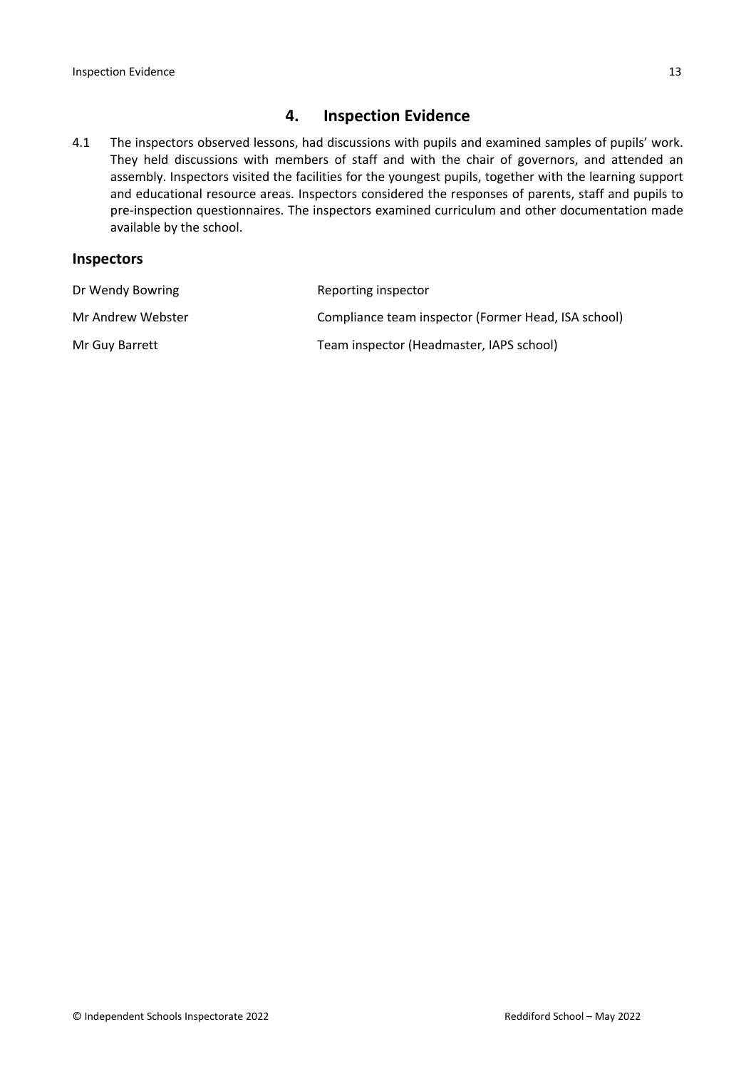## 4. Inspection Evidence

4.1 The inspectors observed lessons, had discussions with pupils and examined samples of pupils' work. They held discussions with members of staff and with the chair of governors, and attended an assembly. Inspectors visited the facilities for the youngest pupils, together with the learning support and educational resource areas. Inspectors considered the responses of parents, staff and pupils to pre-inspection questionnaires. The inspectors examined curriculum and other documentation made available by the school.

### Inspectors

| | |
|---|---|
| Dr Wendy Bowring | Reporting inspector |
| Mr Andrew Webster | Compliance team inspector (Former Head, ISA school) |
| Mr Guy Barrett | Team inspector (Headmaster, IAPS school) |